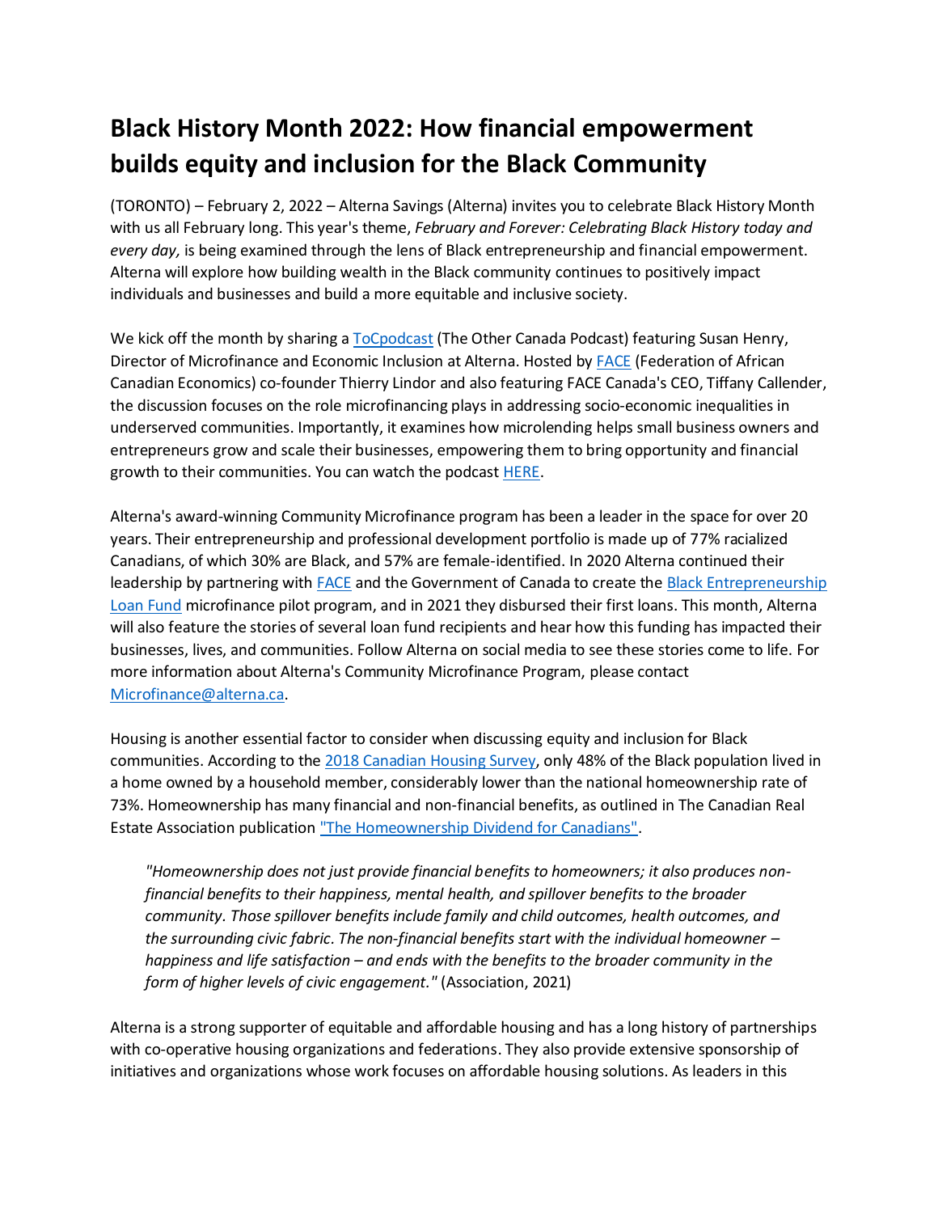# Black History Month 2022: How financial empowerment builds equity and inclusion for the Black Community

(TORONTO) – February 2, 2022 – Alterna Savings (Alterna) invites you to celebrate Black History Month with us all February long. This year's theme, *February and Forever: Celebrating Black History today and every day,* is being examined through the lens of Black entrepreneurship and financial empowerment. Alterna will explore how building wealth in the Black community continues to positively impact individuals and businesses and build a more equitable and inclusive society.

We kick off the month by sharing a ToCpodcast (The Other Canada Podcast) featuring Susan Henry, Director of Microfinance and Economic Inclusion at Alterna. Hosted by FACE (Federation of African Canadian Economics) co-founder Thierry Lindor and also featuring FACE Canada's CEO, Tiffany Callender, the discussion focuses on the role microfinancing plays in addressing socio-economic inequalities in underserved communities. Importantly, it examines how microlending helps small business owners and entrepreneurs grow and scale their businesses, empowering them to bring opportunity and financial growth to their communities. You can watch the podcast HERE.

Alterna's award-winning Community Microfinance program has been a leader in the space for over 20 years. Their entrepreneurship and professional development portfolio is made up of 77% racialized Canadians, of which 30% are Black, and 57% are female-identified. In 2020 Alterna continued their leadership by partnering with FACE and the Government of Canada to create the Black Entrepreneurship Loan Fund microfinance pilot program, and in 2021 they disbursed their first loans. This month, Alterna will also feature the stories of several loan fund recipients and hear how this funding has impacted their businesses, lives, and communities. Follow Alterna on social media to see these stories come to life. For more information about Alterna's Community Microfinance Program, please contact Microfinance@alterna.ca.

Housing is another essential factor to consider when discussing equity and inclusion for Black communities. According to the 2018 Canadian Housing Survey, only 48% of the Black population lived in a home owned by a household member, considerably lower than the national homeownership rate of 73%. Homeownership has many financial and non-financial benefits, as outlined in The Canadian Real Estate Association publication "The Homeownership Dividend for Canadians".

> *"Homeownership does not just provide financial benefits to homeowners; it also produces non-financial benefits to their happiness, mental health, and spillover benefits to the broader community. Those spillover benefits include family and child outcomes, health outcomes, and the surrounding civic fabric. The non-financial benefits start with the individual homeowner – happiness and life satisfaction – and ends with the benefits to the broader community in the form of higher levels of civic engagement."* (Association, 2021)

Alterna is a strong supporter of equitable and affordable housing and has a long history of partnerships with co-operative housing organizations and federations. They also provide extensive sponsorship of initiatives and organizations whose work focuses on affordable housing solutions. As leaders in this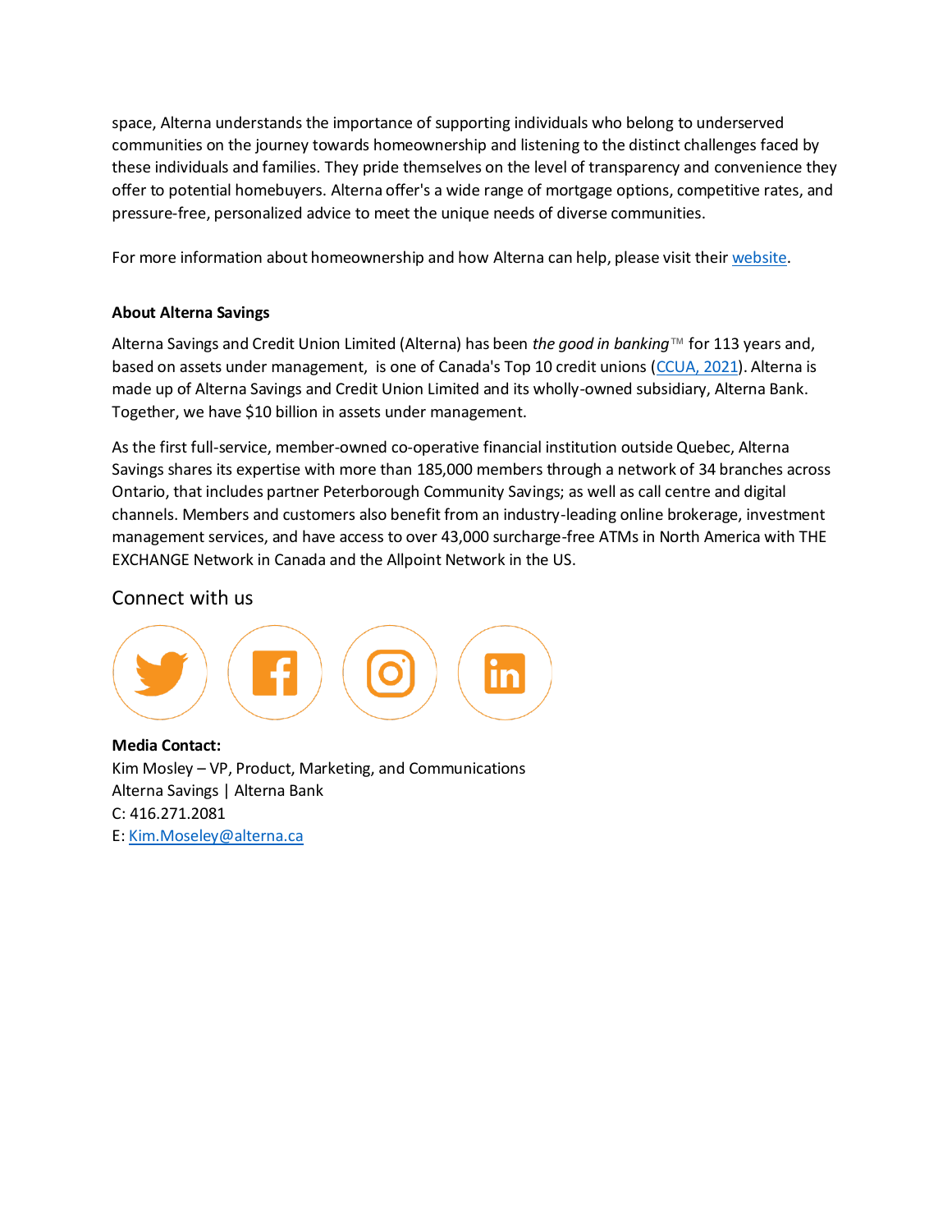space, Alterna understands the importance of supporting individuals who belong to underserved communities on the journey towards homeownership and listening to the distinct challenges faced by these individuals and families. They pride themselves on the level of transparency and convenience they offer to potential homebuyers. Alterna offer's a wide range of mortgage options, competitive rates, and pressure-free, personalized advice to meet the unique needs of diverse communities.

For more information about homeownership and how Alterna can help, please visit their website.

**About Alterna Savings**

Alterna Savings and Credit Union Limited (Alterna) has been *the good in banking*™ for 113 years and, based on assets under management, is one of Canada's Top 10 credit unions (CCUA, 2021). Alterna is made up of Alterna Savings and Credit Union Limited and its wholly-owned subsidiary, Alterna Bank. Together, we have $10 billion in assets under management.

As the first full-service, member-owned co-operative financial institution outside Quebec, Alterna Savings shares its expertise with more than 185,000 members through a network of 34 branches across Ontario, that includes partner Peterborough Community Savings; as well as call centre and digital channels. Members and customers also benefit from an industry-leading online brokerage, investment management services, and have access to over 43,000 surcharge-free ATMs in North America with THE EXCHANGE Network in Canada and the Allpoint Network in the US.

## Connect with us

**Media Contact:**
Kim Mosley – VP, Product, Marketing, and Communications
Alterna Savings | Alterna Bank
C: 416.271.2081
E: Kim.Moseley@alterna.ca